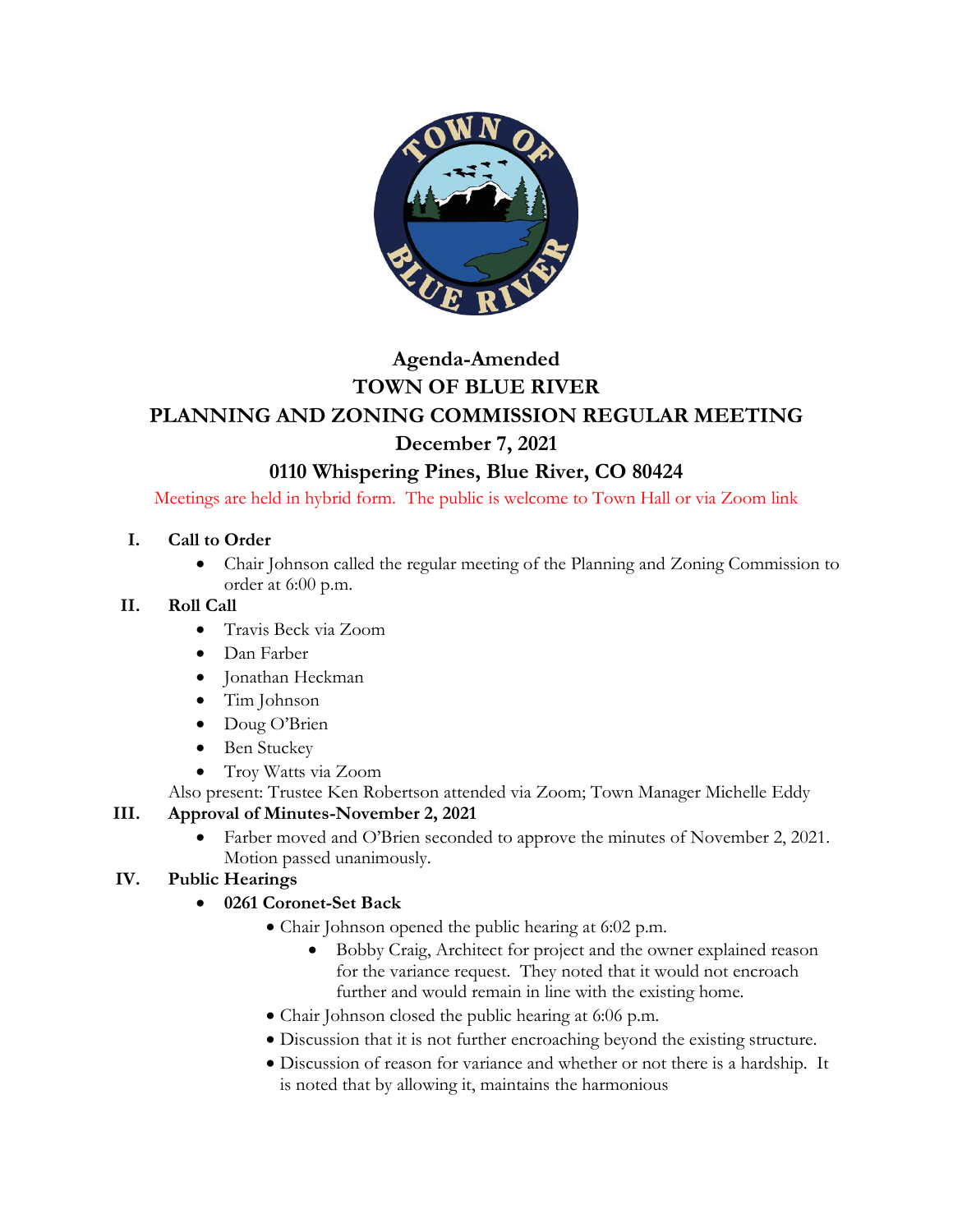# Agenda-Amended

# TOWN OF BLUE RIVER

# PLANNING AND ZONING COMMISSION REGULAR MEETING

## December 7, 2021

## 0110 Whispering Pines, Blue River, CO 80424

Meetings are held in hybrid form. The public is welcome to Town Hall or via Zoom link

**I. Call to Order**

- Chair Johnson called the regular meeting of the Planning and Zoning Commission to order at 6:00 p.m.

**II. Roll Call**

- Travis Beck via Zoom
- Dan Farber
- Jonathan Heckman
- Tim Johnson
- Doug O'Brien
- Ben Stuckey
- Troy Watts via Zoom

Also present: Trustee Ken Robertson attended via Zoom; Town Manager Michelle Eddy

**III. Approval of Minutes-November 2, 2021**

- Farber moved and O'Brien seconded to approve the minutes of November 2, 2021. Motion passed unanimously.

**IV. Public Hearings**

- **0261 Coronet-Set Back**
  - Chair Johnson opened the public hearing at 6:02 p.m.
    - Bobby Craig, Architect for project and the owner explained reason for the variance request. They noted that it would not encroach further and would remain in line with the existing home.
  - Chair Johnson closed the public hearing at 6:06 p.m.
  - Discussion that it is not further encroaching beyond the existing structure.
  - Discussion of reason for variance and whether or not there is a hardship. It is noted that by allowing it, maintains the harmonious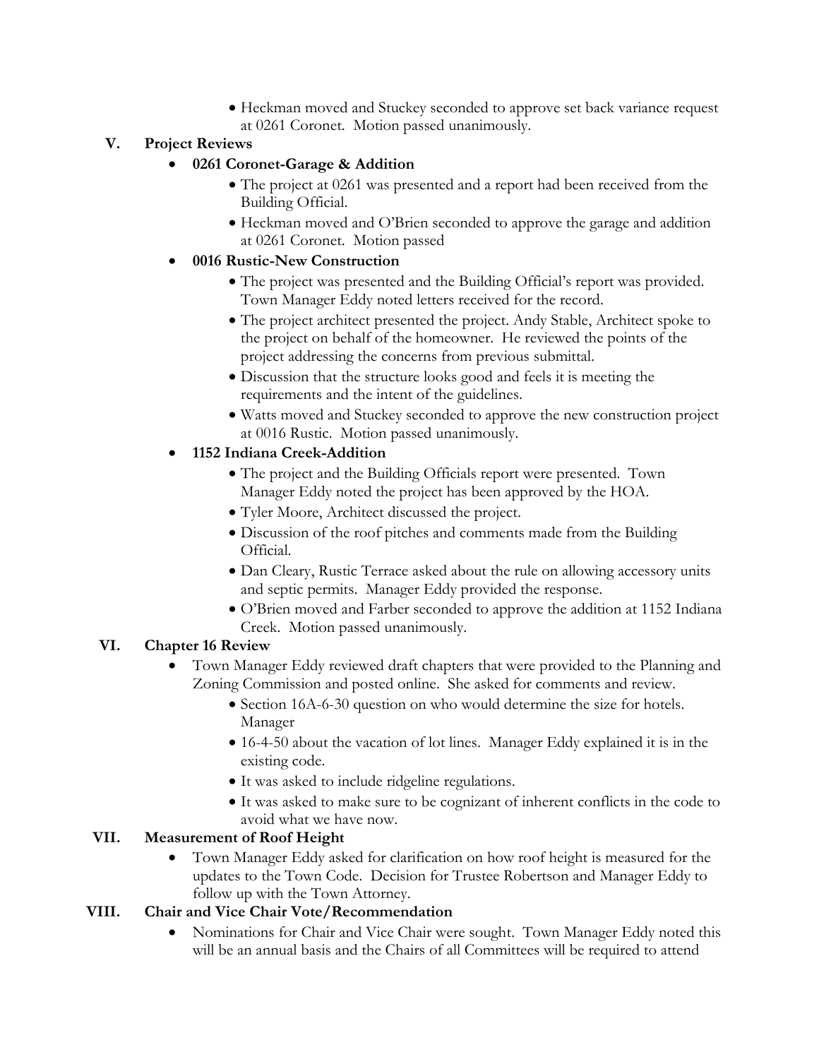- Heckman moved and Stuckey seconded to approve set back variance request at 0261 Coronet. Motion passed unanimously.

## V. Project Reviews

- **0261 Coronet-Garage & Addition**
  - The project at 0261 was presented and a report had been received from the Building Official.
  - Heckman moved and O'Brien seconded to approve the garage and addition at 0261 Coronet. Motion passed
- **0016 Rustic-New Construction**
  - The project was presented and the Building Official's report was provided. Town Manager Eddy noted letters received for the record.
  - The project architect presented the project. Andy Stable, Architect spoke to the project on behalf of the homeowner. He reviewed the points of the project addressing the concerns from previous submittal.
  - Discussion that the structure looks good and feels it is meeting the requirements and the intent of the guidelines.
  - Watts moved and Stuckey seconded to approve the new construction project at 0016 Rustic. Motion passed unanimously.
- **1152 Indiana Creek-Addition**
  - The project and the Building Officials report were presented. Town Manager Eddy noted the project has been approved by the HOA.
  - Tyler Moore, Architect discussed the project.
  - Discussion of the roof pitches and comments made from the Building Official.
  - Dan Cleary, Rustic Terrace asked about the rule on allowing accessory units and septic permits. Manager Eddy provided the response.
  - O'Brien moved and Farber seconded to approve the addition at 1152 Indiana Creek. Motion passed unanimously.

## VI. Chapter 16 Review

- Town Manager Eddy reviewed draft chapters that were provided to the Planning and Zoning Commission and posted online. She asked for comments and review.
  - Section 16A-6-30 question on who would determine the size for hotels. Manager
  - 16-4-50 about the vacation of lot lines. Manager Eddy explained it is in the existing code.
  - It was asked to include ridgeline regulations.
  - It was asked to make sure to be cognizant of inherent conflicts in the code to avoid what we have now.

## VII. Measurement of Roof Height

- Town Manager Eddy asked for clarification on how roof height is measured for the updates to the Town Code. Decision for Trustee Robertson and Manager Eddy to follow up with the Town Attorney.

## VIII. Chair and Vice Chair Vote/Recommendation

- Nominations for Chair and Vice Chair were sought. Town Manager Eddy noted this will be an annual basis and the Chairs of all Committees will be required to attend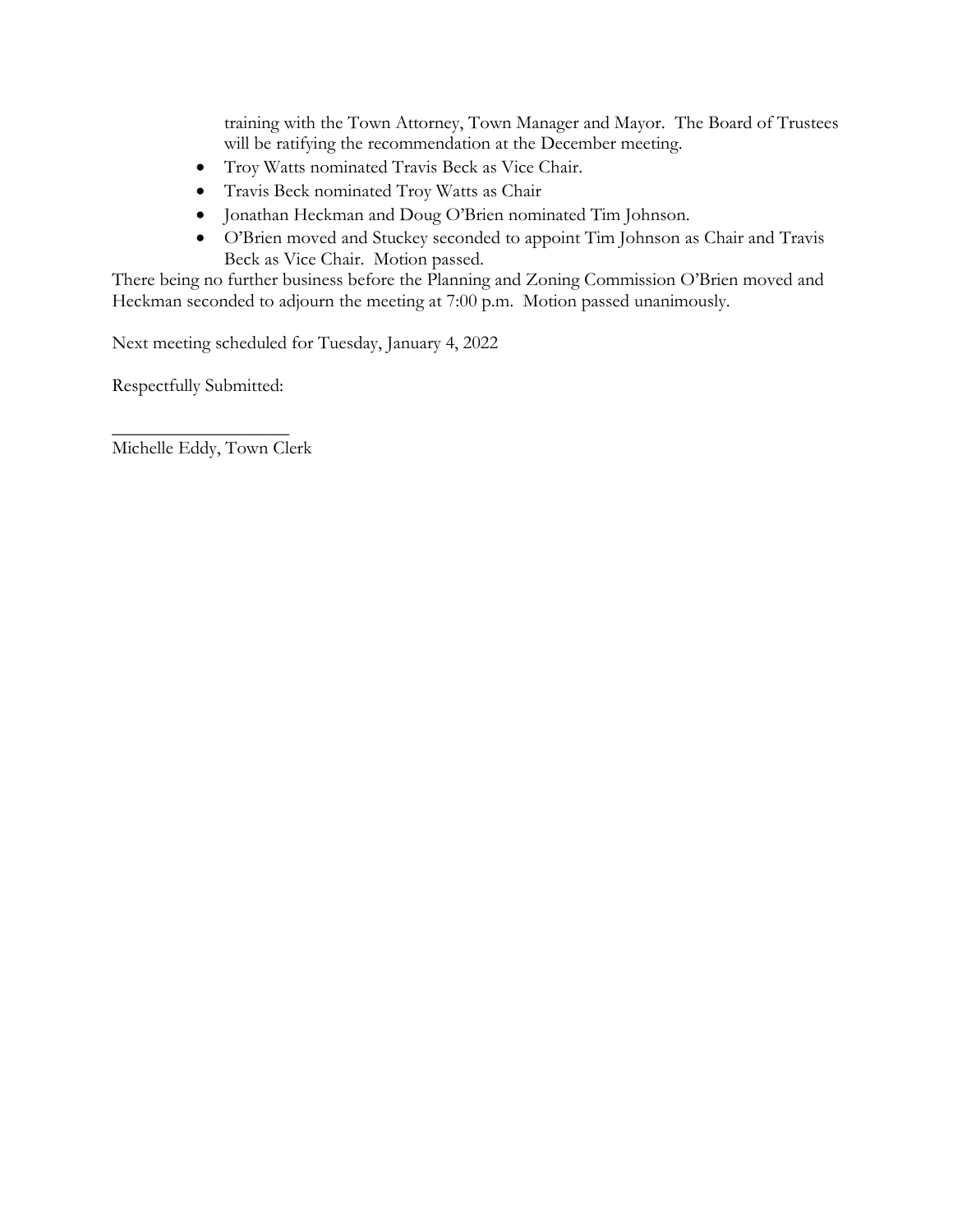training with the Town Attorney, Town Manager and Mayor. The Board of Trustees will be ratifying the recommendation at the December meeting.

- Troy Watts nominated Travis Beck as Vice Chair.
- Travis Beck nominated Troy Watts as Chair
- Jonathan Heckman and Doug O'Brien nominated Tim Johnson.
- O'Brien moved and Stuckey seconded to appoint Tim Johnson as Chair and Travis Beck as Vice Chair. Motion passed.

There being no further business before the Planning and Zoning Commission O'Brien moved and Heckman seconded to adjourn the meeting at 7:00 p.m. Motion passed unanimously.

Next meeting scheduled for Tuesday, January 4, 2022

Respectfully Submitted:

\_\_\_\_\_\_\_\_\_\_\_\_\_\_\_\_\_\_\_

Michelle Eddy, Town Clerk